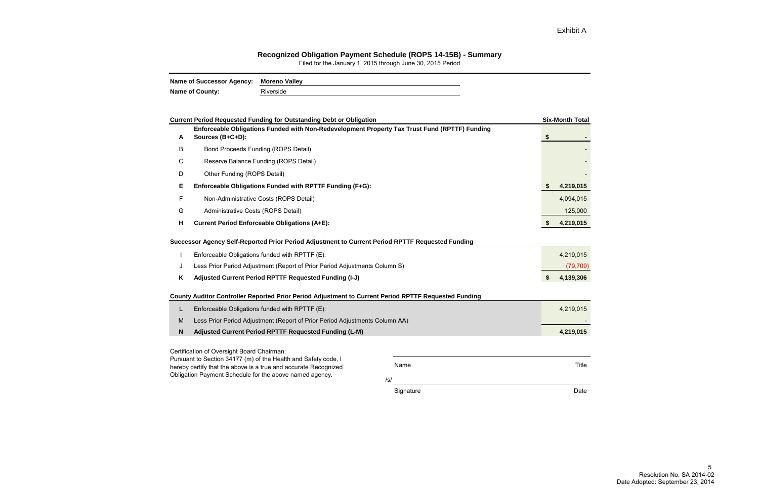Exhibit A

# Recognized Obligation Payment Schedule (ROPS 14-15B) - Summary

Filed for the January 1, 2015 through June 30, 2015 Period

**Name of Successor Agency:** **Moreno Valley**

**Name of County:** Riverside

| | **Current Period Requested Funding for Outstanding Debt or Obligation** | **Six-Month Total** |
|---|---|---|
| **A** | **Enforceable Obligations Funded with Non-Redevelopment Property Tax Trust Fund (RPTTF) Funding Sources (B+C+D):** | **$ -** |
| B | Bond Proceeds Funding (ROPS Detail) | - |
| C | Reserve Balance Funding (ROPS Detail) | - |
| D | Other Funding (ROPS Detail) | - |
| **E** | **Enforceable Obligations Funded with RPTTF Funding (F+G):** | **$ 4,219,015** |
| F | Non-Administrative Costs (ROPS Detail) | 4,094,015 |
| G | Administrative Costs (ROPS Detail) | 125,000 |
| **H** | **Current Period Enforceable Obligations (A+E):** | **$ 4,219,015** |
| | **Successor Agency Self-Reported Prior Period Adjustment to Current Period RPTTF Requested Funding** | |
| I | Enforceable Obligations funded with RPTTF (E): | 4,219,015 |
| J | Less Prior Period Adjustment (Report of Prior Period Adjustments Column S) | (79,709) |
| **K** | **Adjusted Current Period RPTTF Requested Funding (I-J)** | **$ 4,139,306** |
| | **County Auditor Controller Reported Prior Period Adjustment to Current Period RPTTF Requested Funding** | |
| L | Enforceable Obligations funded with RPTTF (E): | 4,219,015 |
| M | Less Prior Period Adjustment (Report of Prior Period Adjustments Column AA) | - |
| **N** | **Adjusted Current Period RPTTF Requested Funding (L-M)** | **4,219,015** |

Certification of Oversight Board Chairman:
Pursuant to Section 34177 (m) of the Health and Safety code, I hereby certify that the above is a true and accurate Recognized Obligation Payment Schedule for the above named agency.

Name ______________________ Title

/s/ ______________________

Signature ______________________ Date

Resolution No. SA 2014-02
Date Adopted: September 23, 2014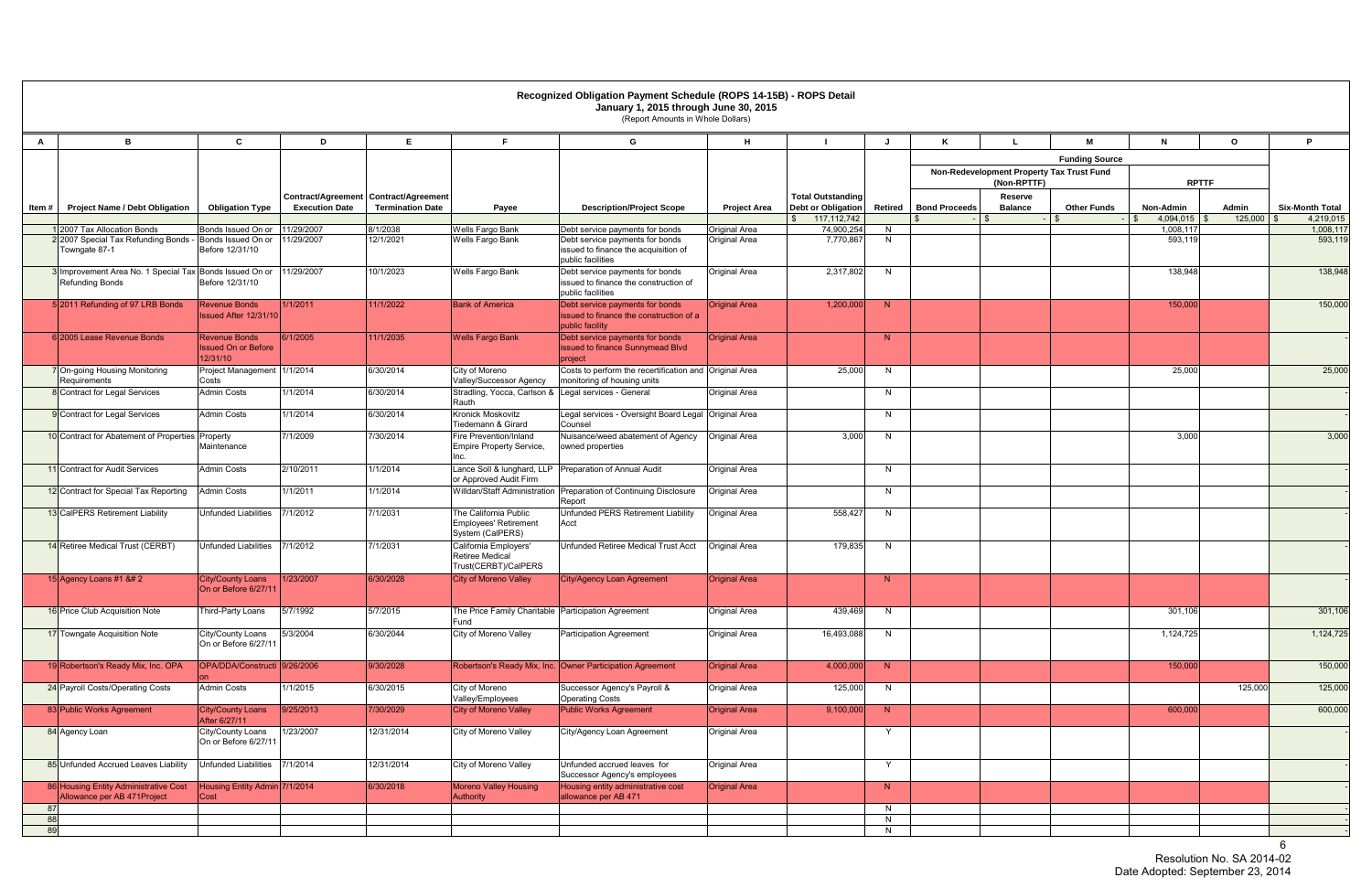# Recognized Obligation Payment Schedule (ROPS 14-15B) - ROPS Detail

**January 1, 2015 through June 30, 2015**

(Report Amounts in Whole Dollars)

| A | B | C | D | E | F | G | H | I | J | K | L | M | N | O | P |
|---|---|---|---|---|---|---|---|---|---|---|---|---|---|---|---|
| | | | | | | | | | | Funding Source | | | | | |
| | | | | | | | | | | Non-Redevelopment Property Tax Trust Fund (Non-RPTTF) | | | RPTTF | | |
| Item # | Project Name / Debt Obligation | Obligation Type | Contract/Agreement Execution Date | Contract/Agreement Termination Date | Payee | Description/Project Scope | Project Area | Total Outstanding Debt or Obligation | Retired | Bond Proceeds | Reserve Balance | Other Funds | Non-Admin | Admin | Six-Month Total |
| | | | | | | | | $ 117,112,742 | | $ - | $ - | $ - | $ 4,094,015 | $ 125,000 | $ 4,219,015 |
| 1 | 2007 Tax Allocation Bonds | Bonds Issued On or Before 12/31/10 | 11/29/2007 | 8/1/2038 | Wells Fargo Bank | Debt service payments for bonds | Original Area | 74,900,254 | N | | | | 1,008,117 | | 1,008,117 |
| 2 | 2007 Special Tax Refunding Bonds - Towngate 87-1 | Bonds Issued On or Before 12/31/10 | 11/29/2007 | 12/1/2021 | Wells Fargo Bank | Debt service payments for bonds issued to finance the acquisition of public facilities | Original Area | 7,770,867 | N | | | | 593,119 | | 593,119 |
| 3 | Improvement Area No. 1 Special Tax Refunding Bonds | Bonds Issued On or Before 12/31/10 | 11/29/2007 | 10/1/2023 | Wells Fargo Bank | Debt service payments for bonds issued to finance the construction of public facilities | Original Area | 2,317,802 | N | | | | 138,948 | | 138,948 |
| 5 | 2011 Refunding of 97 LRB Bonds | Revenue Bonds Issued After 12/31/10 | 1/1/2011 | 11/1/2022 | Bank of America | Debt service payments for bonds issued to finance the construction of a public facility | Original Area | 1,200,000 | N | | | | 150,000 | | 150,000 |
| 6 | 2005 Lease Revenue Bonds | Revenue Bonds Issued On or Before 12/31/10 | 6/1/2005 | 11/1/2035 | Wells Fargo Bank | Debt service payments for bonds issued to finance Sunnymead Blvd project | Original Area | | N | | | | | | - |
| 7 | On-going Housing Monitoring Requirements | Project Management Costs | 1/1/2014 | 6/30/2014 | City of Moreno Valley/Successor Agency | Costs to perform the recertification and monitoring of housing units | Original Area | 25,000 | N | | | | 25,000 | | 25,000 |
| 8 | Contract for Legal Services | Admin Costs | 1/1/2014 | 6/30/2014 | Stradling, Yocca, Carlson & Rauth | Legal services - General | Original Area | | N | | | | | | - |
| 9 | Contract for Legal Services | Admin Costs | 1/1/2014 | 6/30/2014 | Kronick Moskovitz Tiedemann & Girard | Legal services - Oversight Board Legal Counsel | Original Area | | N | | | | | | - |
| 10 | Contract for Abatement of Properties | Property Maintenance | 7/1/2009 | 7/30/2014 | Fire Prevention/Inland Empire Property Service, Inc. | Nuisance/weed abatement of Agency owned properties | Original Area | 3,000 | N | | | | 3,000 | | 3,000 |
| 11 | Contract for Audit Services | Admin Costs | 2/10/2011 | 1/1/2014 | Lance Soll & lunghard, LLP or Approved Audit Firm | Preparation of Annual Audit | Original Area | | N | | | | | | - |
| 12 | Contract for Special Tax Reporting | Admin Costs | 1/1/2011 | 1/1/2014 | Willdan/Staff Administration | Preparation of Continuing Disclosure Report | Original Area | | N | | | | | | - |
| 13 | CalPERS Retirement Liability | Unfunded Liabilities | 7/1/2012 | 7/1/2031 | The California Public Employees' Retirement System (CalPERS) | Unfunded PERS Retirement Liability Acct | Original Area | 558,427 | N | | | | | | - |
| 14 | Retiree Medical Trust (CERBT) | Unfunded Liabilities | 7/1/2012 | 7/1/2031 | California Employers' Retiree Medical Trust(CERBT)/CalPERS | Unfunded Retiree Medical Trust Acct | Original Area | 179,835 | N | | | | | | - |
| 15 | Agency Loans #1 &# 2 | City/County Loans On or Before 6/27/11 | 1/23/2007 | 6/30/2028 | City of Moreno Valley | City/Agency Loan Agreement | Original Area | | N | | | | | | - |
| 16 | Price Club Acquisition Note | Third-Party Loans | 5/7/1992 | 5/7/2015 | The Price Family Charitable Fund | Participation Agreement | Original Area | 439,469 | N | | | | 301,106 | | 301,106 |
| 17 | Towngate Acquisition Note | City/County Loans On or Before 6/27/11 | 5/3/2004 | 6/30/2044 | City of Moreno Valley | Participation Agreement | Original Area | 16,493,088 | N | | | | 1,124,725 | | 1,124,725 |
| 19 | Robertson's Ready Mix, Inc. OPA | OPA/DDA/Construction | 9/26/2006 | 9/30/2028 | Robertson's Ready Mix, Inc. | Owner Participation Agreement | Original Area | 4,000,000 | N | | | | 150,000 | | 150,000 |
| 24 | Payroll Costs/Operating Costs | Admin Costs | 1/1/2015 | 6/30/2015 | City of Moreno Valley/Employees | Successor Agency's Payroll & Operating Costs | Original Area | 125,000 | N | | | | | 125,000 | 125,000 |
| 83 | Public Works Agreement | City/County Loans After 6/27/11 | 9/25/2013 | 7/30/2029 | City of Moreno Valley | Public Works Agreement | Original Area | 9,100,000 | N | | | | 600,000 | | 600,000 |
| 84 | Agency Loan | City/County Loans On or Before 6/27/11 | 1/23/2007 | 12/31/2014 | City of Moreno Valley | City/Agency Loan Agreement | Original Area | | Y | | | | | | - |
| 85 | Unfunded Accrued Leaves Liability | Unfunded Liabilities | 7/1/2014 | 12/31/2014 | City of Moreno Valley | Unfunded accrued leaves for Successor Agency's employees | Original Area | | Y | | | | | | - |
| 86 | Housing Entity Administrative Cost Allowance per AB 471Project | Housing Entity Admin Cost | 7/1/2014 | 6/30/2018 | Moreno Valley Housing Authority | Housing entity administrative cost allowance per AB 471 | Original Area | | N | | | | | | - |
| 87 | | | | | | | | | N | | | | | | - |
| 88 | | | | | | | | | N | | | | | | - |
| 89 | | | | | | | | | N | | | | | | - |

Resolution No. SA 2014-02
Date Adopted: September 23, 2014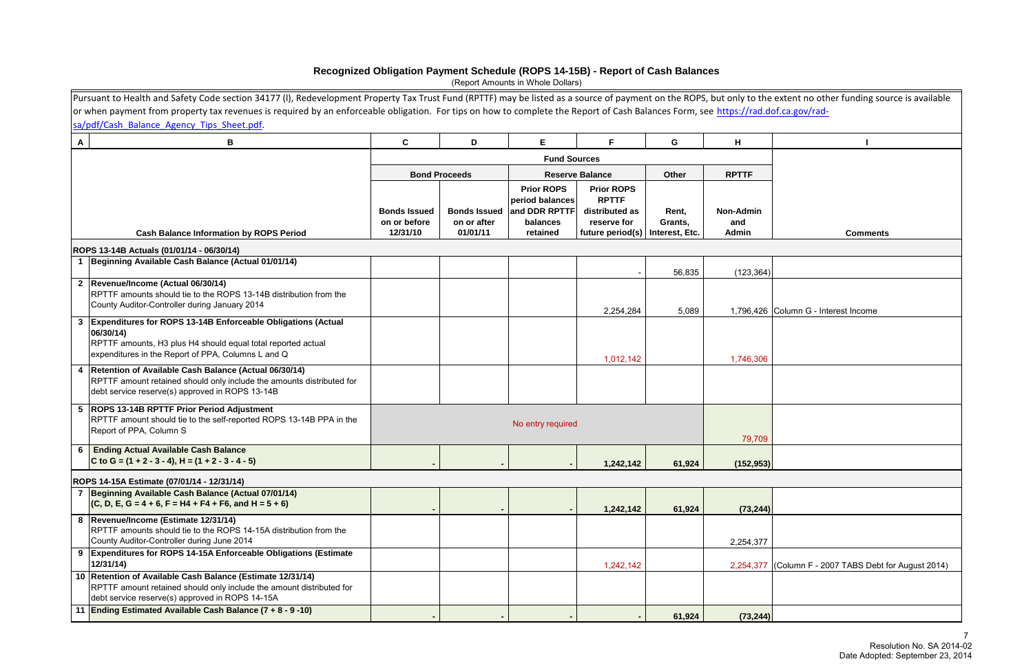# Recognized Obligation Payment Schedule (ROPS 14-15B) - Report of Cash Balances

(Report Amounts in Whole Dollars)

Pursuant to Health and Safety Code section 34177 (l), Redevelopment Property Tax Trust Fund (RPTTF) may be listed as a source of payment on the ROPS, but only to the extent no other funding source is available or when payment from property tax revenues is required by an enforceable obligation. For tips on how to complete the Report of Cash Balances Form, see https://rad.dof.ca.gov/rad-sa/pdf/Cash_Balance_Agency_Tips_Sheet.pdf.

| A | B | C | D | E | F | G | H | I |
|---|---|---|---|---|---|---|---|---|
| | | Fund Sources | | | | | | |
| | | Bond Proceeds | | Reserve Balance | | Other | RPTTF | |
| | Cash Balance Information by ROPS Period | Bonds Issued on or before 12/31/10 | Bonds Issued on or after 01/01/11 | Prior ROPS period balances and DDR RPTTF balances retained | Prior ROPS RPTTF distributed as reserve for future period(s) | Rent, Grants, Interest, Etc. | Non-Admin and Admin | Comments |
| | **ROPS 13-14B Actuals (01/01/14 - 06/30/14)** | | | | | | | |
| 1 | **Beginning Available Cash Balance (Actual 01/01/14)** | | | | - | 56,835 | (123,364) | |
| 2 | **Revenue/Income (Actual 06/30/14)** RPTTF amounts should tie to the ROPS 13-14B distribution from the County Auditor-Controller during January 2014 | | | | 2,254,284 | 5,089 | 1,796,426 | Column G - Interest Income |
| 3 | **Expenditures for ROPS 13-14B Enforceable Obligations (Actual 06/30/14)** RPTTF amounts, H3 plus H4 should equal total reported actual expenditures in the Report of PPA, Columns L and Q | | | | 1,012,142 | | 1,746,306 | |
| 4 | **Retention of Available Cash Balance (Actual 06/30/14)** RPTTF amount retained should only include the amounts distributed for debt service reserve(s) approved in ROPS 13-14B | | | | | | | |
| 5 | **ROPS 13-14B RPTTF Prior Period Adjustment** RPTTF amount should tie to the self-reported ROPS 13-14B PPA in the Report of PPA, Column S | No entry required | | | | | 79,709 | |
| 6 | **Ending Actual Available Cash Balance** **C to G = (1 + 2 - 3 - 4), H = (1 + 2 - 3 - 4 - 5)** | **-** | **-** | **-** | **1,242,142** | **61,924** | **(152,953)** | |
| | **ROPS 14-15A Estimate (07/01/14 - 12/31/14)** | | | | | | | |
| 7 | **Beginning Available Cash Balance (Actual 07/01/14)** **(C, D, E, G = 4 + 6, F = H4 + F4 + F6, and H = 5 + 6)** | **-** | **-** | **-** | **1,242,142** | **61,924** | **(73,244)** | |
| 8 | **Revenue/Income (Estimate 12/31/14)** RPTTF amounts should tie to the ROPS 14-15A distribution from the County Auditor-Controller during June 2014 | | | | | | 2,254,377 | |
| 9 | **Expenditures for ROPS 14-15A Enforceable Obligations (Estimate 12/31/14)** | | | | 1,242,142 | | 2,254,377 | (Column F - 2007 TABS Debt for August 2014) |
| 10 | **Retention of Available Cash Balance (Estimate 12/31/14)** RPTTF amount retained should only include the amount distributed for debt service reserve(s) approved in ROPS 14-15A | | | | | | | |
| 11 | **Ending Estimated Available Cash Balance (7 + 8 - 9 -10)** | **-** | **-** | **-** | **-** | **61,924** | **(73,244)** | |

Resolution No. SA 2014-02
Date Adopted: September 23, 2014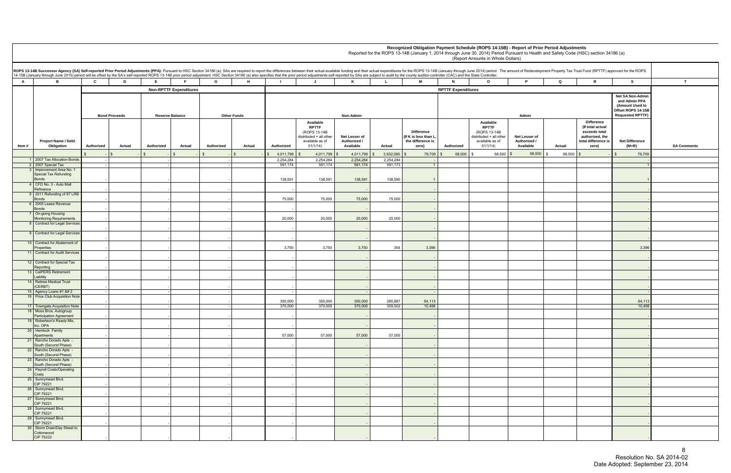# Recognized Obligation Payment Schedule (ROPS 14-15B) - Report of Prior Period Adjustments

Reported for the ROPS 13-14B (January 1, 2014 through June 30, 2014) Period Pursuant to Health and Safety Code (HSC) section 34186 (a)

(Report Amounts in Whole Dollars)

**ROPS 13-14B Successor Agency (SA) Self-reported Prior Period Adjustments (PPA):** Pursuant to HSC Section 34186 (a), SAs are required to report the differences between their actual available funding and their actual expenditures for the ROPS 13-14B (January through June 2014) period. The amount of Redevelopment Property Tax Trust Fund (RPTTF) approved for the ROPS 14-15B (January through June 2015) period will be offset by the SA's self-reported ROPS 13-14B prior period adjustment. HSC Section 34186 (a) also specifies that the prior period adjustments self-reported by SAs are subject to audit by the county auditor-controller (CAC) and the State Controller.

| A | B | C | D | E | F | G | H | I | J | K | L | M | N | O | P | Q | R | S | T |
|---|---|---|---|---|---|---|---|---|---|---|---|---|---|---|---|---|---|---|---|
| | | Non-RPTTF Expenditures | | | | | | RPTTF Expenditures | | | | | | | | | | | |
| | | Bond Proceeds | | Reserve Balance | | Other Funds | | Non-Admin | | | | | Admin | | | | | Net SA Non-Admin and Admin PPA (Amount Used to Offset ROPS 14-15B Requested RPTTF) | |
| Item # | Project Name / Debt Obligation | Authorized | Actual | Authorized | Actual | Authorized | Actual | Authorized | Available RPTTF (ROPS 13-14B distributed + all other available as of 01/1/14) | Net Lesser of Authorized / Available | Actual | Difference (If K is less than L, the difference is zero) | Authorized | Available RPTTF (ROPS 13-14B distributed + all other available as of 01/1/14) | Net Lesser of Authorized / Available | Actual | Difference (If total actual exceeds total authorized, the total difference is zero) | Net Difference (M+R) | SA Comments |
| | | $ - | $ - | $ - | $ - | $ - | $ - | $ 4,011,799 | $ 4,011,799 | $ 4,011,799 | $ 3,932,090 | $ 79,709 | $ 68,500 | $ 68,500 | $ 68,500 | $ 68,500 | $ - | $ 79,709 | |
| 1 | 2007 Tax Allocation Bonds | - | | - | | - | | 2,254,284 | 2,254,284 | 2,254,284 | 2,254,284 | - | | | | | | - | |
| 2 | 2007 Special Tax | - | | - | | - | | 591,174 | 591,174 | 591,174 | 591,173 | 1 | | | | | | 1 | |
| 3 | Improvement Area No. 1 Special Tax Refunding Bonds | - | | - | | - | | 138,591 | 138,591 | 138,591 | 138,590 | 1 | | | | | | 1 | |
| 4 | CFD No. 3 - Auto Mall Refinance | - | | - | | - | | - | | - | | - | | | | | | - | |
| 5 | 2011 Refunding of 97 LRB Bonds | - | | - | | - | | 75,000 | 75,000 | 75,000 | 75,000 | - | | | | | | - | |
| 6 | 2005 Lease Revenue Bonds | - | | - | | - | | - | | - | | - | | | | | | - | |
| 7 | On-going Housing Monitoring Requirements | - | | - | | - | | 20,000 | 20,000 | 20,000 | 20,000 | - | | | | | | - | |
| 8 | Contract for Legal Services | - | | - | | - | | - | | - | | - | | | | | | - | |
| 9 | Contract for Legal Services | - | | - | | - | | - | | - | | - | | | | | | - | |
| 10 | Contract for Abatement of Properties | - | | - | | - | | 3,750 | 3,750 | 3,750 | 354 | 3,396 | | | | | | 3,396 | |
| 11 | Contract for Audit Services | - | | - | | - | | - | | - | | - | | | | | | - | |
| 12 | Contract for Special Tax Reporting | - | | - | | - | | - | | - | | - | | | | | | - | |
| 13 | CalPERS Retirement Liability | - | | - | | - | | - | | - | | - | | | | | | - | |
| 14 | Retiree Medical Trust (CERBT) | - | | - | | - | | - | | - | | - | | | | | | - | |
| 15 | Agency Loans #1 &# 2 | - | | - | | - | | - | | - | | - | | | | | | - | |
| 16 | Price Club Acquisition Note | - | | - | | - | | 350,000 | 350,000 | 350,000 | 285,887 | 64,113 | | | | | | 64,113 | |
| 17 | Towngate Acquisition Note | - | | - | | - | | 370,000 | 370,000 | 370,000 | 359,502 | 10,498 | | | | | | 10,498 | |
| 18 | Moss Bros. Autogroup Participation Agreement | - | | - | | - | | - | | - | | - | | | | | | - | |
| 19 | Robertson's Ready Mix, Inc. OPA | - | | - | | - | | - | | - | | - | | | | | | - | |
| 20 | Hemlock Family Apartments | - | | - | | - | | 57,000 | 57,000 | 57,000 | 57,000 | - | | | | | | - | |
| 21 | Rancho Dorado Apts - South (Second Phase) | - | | - | | - | | - | | - | | - | | | | | | - | |
| 22 | Rancho Dorado Apts - South (Second Phase) | - | | - | | - | | - | | - | | - | | | | | | - | |
| 23 | Rancho Dorado Apts - South (Second Phase) | - | | - | | - | | - | | - | | - | | | | | | - | |
| 24 | Payroll Costs/Operating Costs | - | | - | | - | | - | | - | | - | | | | | | - | |
| 25 | Sunnymead Blvd. CIP 79221 | - | | - | | - | | - | | - | | - | | | | | | - | |
| 26 | Sunnymead Blvd. CIP 79221 | - | | - | | - | | - | | - | | - | | | | | | - | |
| 27 | Sunnymead Blvd. CIP 79221 | - | | - | | - | | - | | - | | - | | | | | | - | |
| 28 | Sunnymead Blvd. CIP 79221 | - | | - | | - | | - | | - | | - | | | | | | - | |
| 29 | Sunnymead Blvd. CIP 79221 | - | | - | | - | | - | | - | | - | | | | | | - | |
| 30 | Storm Drain/Day Street to Cottonwood CIP 79222 | - | | - | | - | | - | | - | | - | | | | | | - | |

Resolution No. SA 2014-02
Date Adopted: September 23, 2014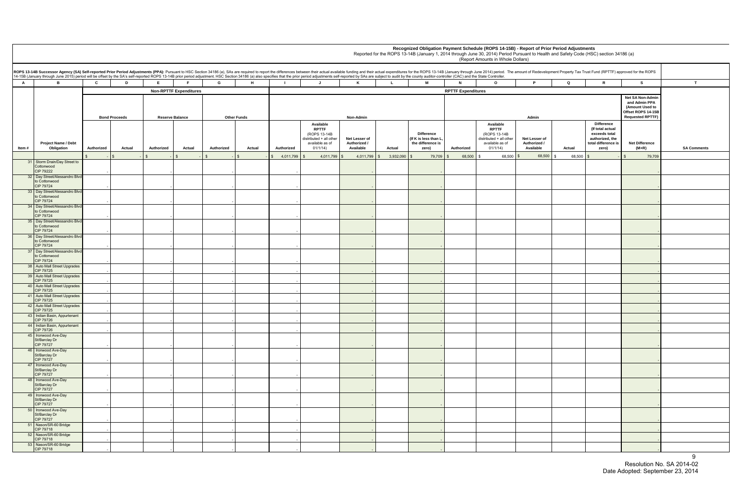**Recognized Obligation Payment Schedule (ROPS 14-15B) - Report of Prior Period Adjustments**

Reported for the ROPS 13-14B (January 1, 2014 through June 30, 2014) Period Pursuant to Health and Safety Code (HSC) section 34186 (a)

(Report Amounts in Whole Dollars)

**ROPS 13-14B Successor Agency (SA) Self-reported Prior Period Adjustments (PPA):** Pursuant to HSC Section 34186 (a), SAs are required to report the differences between their actual available funding and their actual expenditures for the ROPS 13-14B (January through June 2014) period. The amount of Redevelopment Property Tax Trust Fund (RPTTF) approved for the ROPS 14-15B (January through June 2015) period will be offset by the SA's self-reported ROPS 13-14B prior period adjustment. HSC Section 34186 (a) also specifies that the prior period adjustments self-reported by SAs are subject to audit by the county auditor-controller (CAC) and the State Controller.

| A | B | C | D | E | F | G | H | I | J | K | L | M | N | O | P | Q | R | S | T |
|---|---|---|---|---|---|---|---|---|---|---|---|---|---|---|---|---|---|---|---|
| | | Non-RPTTF Expenditures | | | | | | RPTTF Expenditures | | | | | | | | | | | |
| | | Bond Proceeds | | Reserve Balance | | Other Funds | | Non-Admin | | | | | Admin | | | | | Net SA Non-Admin and Admin PPA (Amount Used to Offset ROPS 14-15B Requested RPTTF) | |
| Item # | Project Name / Debt Obligation | Authorized | Actual | Authorized | Actual | Authorized | Actual | Authorized | Available RPTTF (ROPS 13-14B distributed + all other available as of 01/1/14) | Net Lesser of Authorized / Available | Actual | Difference (If K is less than L, the difference is zero) | Authorized | Available RPTTF (ROPS 13-14B distributed + all other available as of 01/1/14) | Net Lesser of Authorized / Available | Actual | Difference (If total actual exceeds total authorized, the total difference is zero) | Net Difference (M+R) | SA Comments |
| | | $ - | $ - | $ - | $ - | $ - | $ - | $ 4,011,799 | $ 4,011,799 | $ 4,011,799 | $ 3,932,090 | $ 79,709 | $ 68,500 | $ 68,500 | $ 68,500 | $ 68,500 | $ - | $ 79,709 | |
| 31 | Storm Drain/Day Street to Cottonwood CIP 79222 | - | | - | | - | | - | | - | | - | | | | | | - | |
| 32 | Day Street/Alessandro Blvd to Cottonwood CIP 79724 | - | | - | | - | | - | | - | | - | | | | | | - | |
| 33 | Day Street/Alessandro Blvd to Cottonwood CIP 79724 | - | | - | | - | | - | | - | | - | | | | | | - | |
| 34 | Day Street/Alessandro Blvd to Cottonwood CIP 79724 | - | | - | | - | | - | | - | | - | | | | | | - | |
| 35 | Day Street/Alessandro Blvd to Cottonwood CIP 79724 | - | | - | | - | | - | | - | | - | | | | | | - | |
| 36 | Day Street/Alessandro Blvd to Cottonwood CIP 79724 | - | | - | | - | | - | | - | | - | | | | | | - | |
| 37 | Day Street/Alessandro Blvd to Cottonwood CIP 79724 | - | | - | | - | | - | | - | | - | | | | | | - | |
| 38 | Auto Mall Street Upgrades CIP 79725 | - | | - | | - | | - | | - | | - | | | | | | - | |
| 39 | Auto Mall Street Upgrades CIP 79725 | - | | - | | - | | - | | - | | - | | | | | | - | |
| 40 | Auto Mall Street Upgrades CIP 79725 | - | | - | | - | | - | | - | | - | | | | | | - | |
| 41 | Auto Mall Street Upgrades CIP 79725 | - | | - | | - | | - | | - | | - | | | | | | - | |
| 42 | Auto Mall Street Upgrades CIP 79725 | - | | - | | - | | - | | - | | - | | | | | | - | |
| 43 | Indian Basin, Appurtenant CIP 79726 | - | | - | | - | | - | | - | | - | | | | | | - | |
| 44 | Indian Basin, Appurtenant CIP 79726 | - | | - | | - | | - | | - | | - | | | | | | - | |
| 45 | Ironwood Ave-Day St/Barclay Dr CIP 79727 | - | | - | | - | | - | | - | | - | | | | | | - | |
| 46 | Ironwood Ave-Day St/Barclay Dr CIP 79727 | - | | - | | - | | - | | - | | - | | | | | | - | |
| 47 | Ironwood Ave-Day St/Barclay Dr CIP 79727 | - | | - | | - | | - | | - | | - | | | | | | - | |
| 48 | Ironwood Ave-Day St/Barclay Dr CIP 79727 | - | | - | | - | | - | | - | | - | | | | | | - | |
| 49 | Ironwood Ave-Day St/Barclay Dr CIP 79727 | - | | - | | - | | - | | - | | - | | | | | | - | |
| 50 | Ironwood Ave-Day St/Barclay Dr CIP 79727 | - | | - | | - | | - | | - | | - | | | | | | - | |
| 51 | Nason/SR-60 Bridge CIP 79718 | - | | - | | - | | - | | - | | - | | | | | | - | |
| 52 | Nason/SR-60 Bridge CIP 79718 | - | | - | | - | | - | | - | | - | | | | | | - | |
| 53 | Nason/SR-60 Bridge CIP 79718 | - | | - | | - | | - | | - | | - | | | | | | - | |

Resolution No. SA 2014-02
Date Adopted: September 23, 2014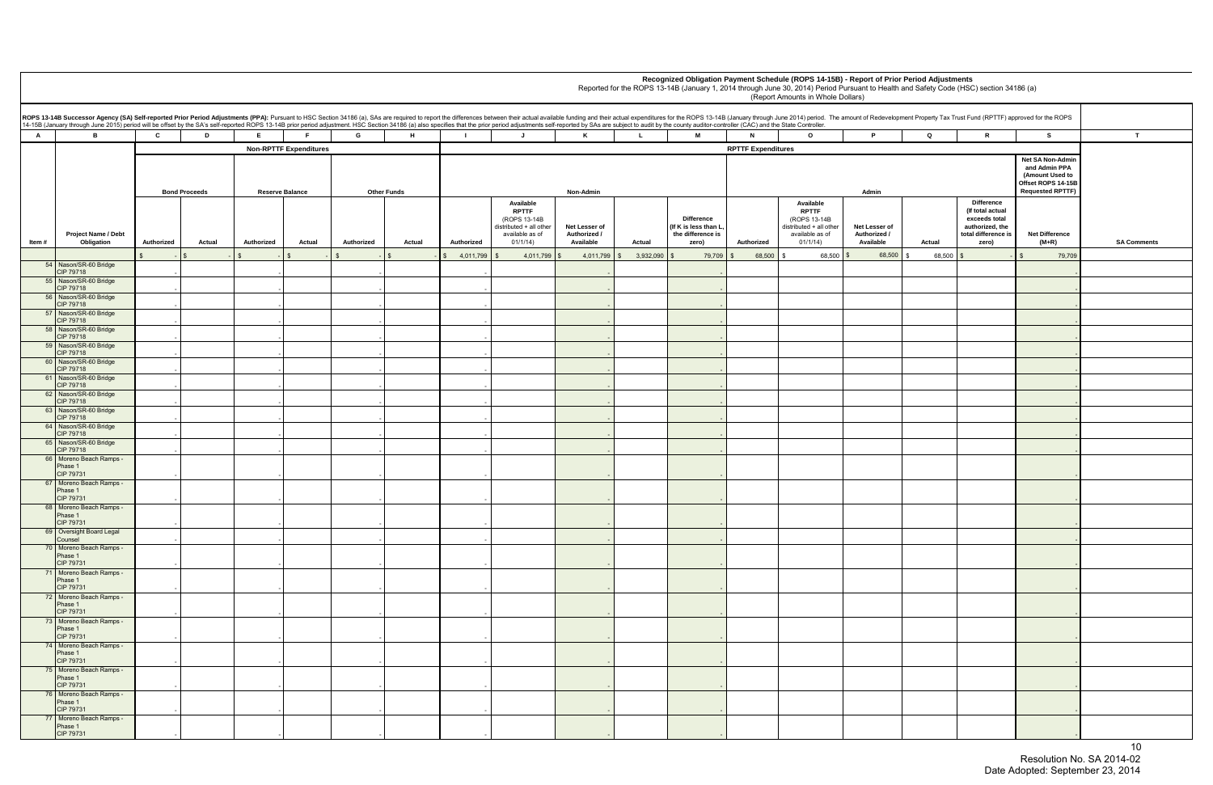**Recognized Obligation Payment Schedule (ROPS 14-15B) - Report of Prior Period Adjustments**

Reported for the ROPS 13-14B (January 1, 2014 through June 30, 2014) Period Pursuant to Health and Safety Code (HSC) section 34186 (a)

(Report Amounts in Whole Dollars)

**ROPS 13-14B Successor Agency (SA) Self-reported Prior Period Adjustments (PPA):** Pursuant to HSC Section 34186 (a), SAs are required to report the differences between their actual available funding and their actual expenditures for the ROPS 13-14B (January through June 2014) period. The amount of Redevelopment Property Tax Trust Fund (RPTTF) approved for the ROPS 14-15B (January through June 2015) period will be offset by the SA's self-reported ROPS 13-14B prior period adjustment. HSC Section 34186 (a) also specifies that the prior period adjustments self-reported by SAs are subject to audit by the county auditor-controller (CAC) and the State Controller.

| A | B | C | D | E | F | G | H | I | J | K | L | M | N | O | P | Q | R | S | T |
|---|---|---|---|---|---|---|---|---|---|---|---|---|---|---|---|---|---|---|---|
| | | Non-RPTTF Expenditures | | | | | | RPTTF Expenditures | | | | | | | | | | | |
| | | Bond Proceeds | | Reserve Balance | | Other Funds | | Non-Admin | | | | | Admin | | | | | Net SA Non-Admin and Admin PPA (Amount Used to Offset ROPS 14-15B Requested RPTTF) | |
| Item # | Project Name / Debt Obligation | Authorized | Actual | Authorized | Actual | Authorized | Actual | Authorized | Available RPTTF (ROPS 13-14B distributed + all other available as of 01/1/14) | Net Lesser of Authorized / Available | Actual | Difference (If K is less than L, the difference is zero) | Authorized | Available RPTTF (ROPS 13-14B distributed + all other available as of 01/1/14) | Net Lesser of Authorized / Available | Actual | Difference (If total actual exceeds total authorized, the total difference is zero) | Net Difference (M+R) | SA Comments |
| | | $ - | $ - | $ - | $ - | $ - | $ - | $ 4,011,799 | $ 4,011,799 | $ 4,011,799 | $ 3,932,090 | $ 79,709 | $ 68,500 | $ 68,500 | $ 68,500 | $ 68,500 | $ - | $ 79,709 | |
| 54 | Nason/SR-60 Bridge CIP 79718 | - | | - | | - | | - | | - | | - | | | | | | - | |
| 55 | Nason/SR-60 Bridge CIP 79718 | - | | - | | - | | - | | - | | - | | | | | | - | |
| 56 | Nason/SR-60 Bridge CIP 79718 | - | | - | | - | | - | | - | | - | | | | | | - | |
| 57 | Nason/SR-60 Bridge CIP 79718 | - | | - | | - | | - | | - | | - | | | | | | - | |
| 58 | Nason/SR-60 Bridge CIP 79718 | - | | - | | - | | - | | - | | - | | | | | | - | |
| 59 | Nason/SR-60 Bridge CIP 79718 | - | | - | | - | | - | | - | | - | | | | | | - | |
| 60 | Nason/SR-60 Bridge CIP 79718 | - | | - | | - | | - | | - | | - | | | | | | - | |
| 61 | Nason/SR-60 Bridge CIP 79718 | - | | - | | - | | - | | - | | - | | | | | | - | |
| 62 | Nason/SR-60 Bridge CIP 79718 | - | | - | | - | | - | | - | | - | | | | | | - | |
| 63 | Nason/SR-60 Bridge CIP 79718 | - | | - | | - | | - | | - | | - | | | | | | - | |
| 64 | Nason/SR-60 Bridge CIP 79718 | - | | - | | - | | - | | - | | - | | | | | | - | |
| 65 | Nason/SR-60 Bridge CIP 79718 | - | | - | | - | | - | | - | | - | | | | | | - | |
| 66 | Moreno Beach Ramps - Phase 1 CIP 79731 | - | | - | | - | | - | | - | | - | | | | | | - | |
| 67 | Moreno Beach Ramps - Phase 1 CIP 79731 | - | | - | | - | | - | | - | | - | | | | | | - | |
| 68 | Moreno Beach Ramps - Phase 1 CIP 79731 | - | | - | | - | | - | | - | | - | | | | | | - | |
| 69 | Oversight Board Legal Counsel | - | | - | | - | | - | | - | | - | | | | | | - | |
| 70 | Moreno Beach Ramps - Phase 1 CIP 79731 | - | | - | | - | | - | | - | | - | | | | | | - | |
| 71 | Moreno Beach Ramps - Phase 1 CIP 79731 | - | | - | | - | | - | | - | | - | | | | | | - | |
| 72 | Moreno Beach Ramps - Phase 1 CIP 79731 | - | | - | | - | | - | | - | | - | | | | | | - | |
| 73 | Moreno Beach Ramps - Phase 1 CIP 79731 | - | | - | | - | | - | | - | | - | | | | | | - | |
| 74 | Moreno Beach Ramps - Phase 1 CIP 79731 | - | | - | | - | | - | | - | | - | | | | | | - | |
| 75 | Moreno Beach Ramps - Phase 1 CIP 79731 | - | | - | | - | | - | | - | | - | | | | | | - | |
| 76 | Moreno Beach Ramps - Phase 1 CIP 79731 | - | | - | | - | | - | | - | | - | | | | | | - | |
| 77 | Moreno Beach Ramps - Phase 1 CIP 79731 | - | | - | | - | | - | | - | | - | | | | | | - | |

Resolution No. SA 2014-02

Date Adopted: September 23, 2014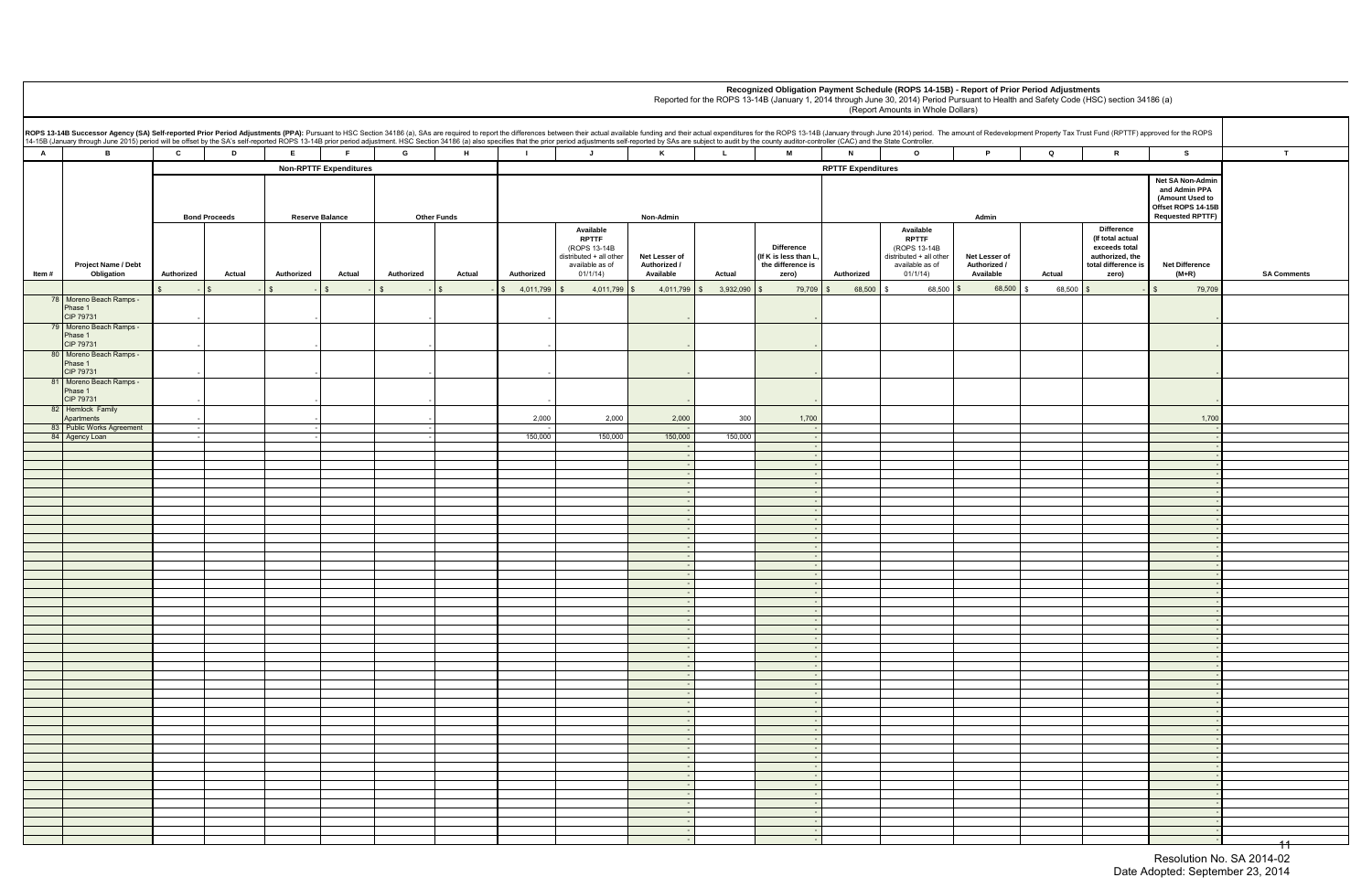# Recognized Obligation Payment Schedule (ROPS 14-15B) - Report of Prior Period Adjustments

Reported for the ROPS 13-14B (January 1, 2014 through June 30, 2014) Period Pursuant to Health and Safety Code (HSC) section 34186 (a)

(Report Amounts in Whole Dollars)

**ROPS 13-14B Successor Agency (SA) Self-reported Prior Period Adjustments (PPA):** Pursuant to HSC Section 34186 (a), SAs are required to report the differences between their actual available funding and their actual expenditures for the ROPS 13-14B (January through June 2014) period. The amount of Redevelopment Property Tax Trust Fund (RPTTF) approved for the ROPS 14-15B (January through June 2015) period will be offset by the SA's self-reported ROPS 13-14B prior period adjustment. HSC Section 34186 (a) also specifies that the prior period adjustments self-reported by SAs are subject to audit by the county auditor-controller (CAC) and the State Controller.

| A | B | C | D | E | F | G | H | I | J | K | L | M | N | O | P | Q | R | S | T |
|---|---|---|---|---|---|---|---|---|---|---|---|---|---|---|---|---|---|---|---|
| | | Non-RPTTF Expenditures | | | | | | RPTTF Expenditures | | | | | | | | | | | |
| | | Bond Proceeds | | Reserve Balance | | Other Funds | | Non-Admin | | | | | Admin | | | | | Net SA Non-Admin and Admin PPA (Amount Used to Offset ROPS 14-15B Requested RPTTF) | |
| Item # | Project Name / Debt Obligation | Authorized | Actual | Authorized | Actual | Authorized | Actual | Authorized | Available RPTTF (ROPS 13-14B distributed + all other available as of 01/1/14) | Net Lesser of Authorized / Available | Actual | Difference (If K is less than L, the difference is zero) | Authorized | Available RPTTF (ROPS 13-14B distributed + all other available as of 01/1/14) | Net Lesser of Authorized / Available | Actual | Difference (If total actual exceeds total authorized, the total difference is zero) | Net Difference (M+R) | SA Comments |
| | | $ - | $ - | $ - | $ - | $ - | $ - | $ 4,011,799 | $ 4,011,799 | $ 4,011,799 | $ 3,932,090 | $ 79,709 | $ 68,500 | $ 68,500 | $ 68,500 | $ 68,500 | $ - | $ 79,709 | |
| 78 | Moreno Beach Ramps - Phase 1 CIP 79731 | - | | - | | - | | - | | - | | - | | | | | | - | |
| 79 | Moreno Beach Ramps - Phase 1 CIP 79731 | - | | - | | - | | - | | - | | - | | | | | | - | |
| 80 | Moreno Beach Ramps - Phase 1 CIP 79731 | - | | - | | - | | - | | - | | - | | | | | | - | |
| 81 | Moreno Beach Ramps - Phase 1 CIP 79731 | - | | - | | - | | - | | - | | - | | | | | | - | |
| 82 | Hemlock Family Apartments | - | | - | | - | | 2,000 | 2,000 | 2,000 | 300 | 1,700 | | | | | | 1,700 | |
| 83 | Public Works Agreement | - | | - | | - | | - | | - | | - | | | | | | - | |
| 84 | Agency Loan | - | | - | | - | | 150,000 | 150,000 | 150,000 | 150,000 | - | | | | | | - | |

Resolution No. SA 2014-02
Date Adopted: September 23, 2014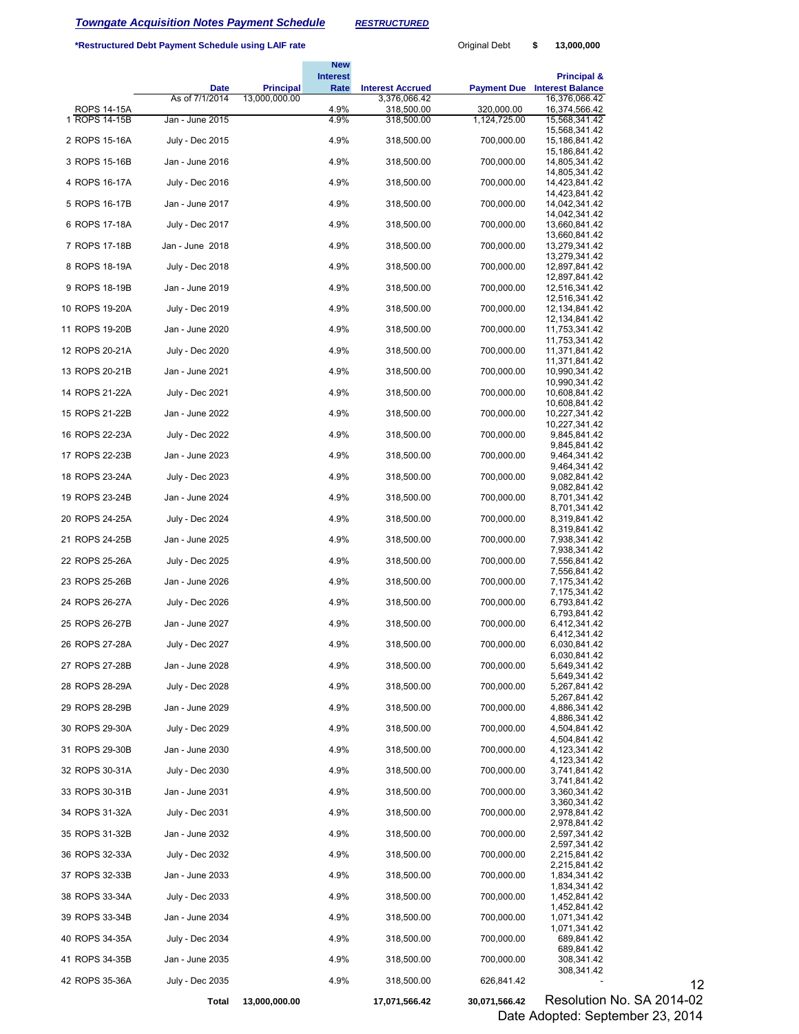***Towngate Acquisition Notes Payment Schedule*** ***RESTRUCTURED***

**\*Restructured Debt Payment Schedule using LAIF rate**

Original Debt **$ 13,000,000**

| | | Date | Principal | New Interest Rate | Interest Accrued | Payment Due | Principal & Interest Balance |
|---|---|---|---|---|---|---|---|
| | | As of 7/1/2014 | 13,000,000.00 | | 3,376,066.42 | | 16,376,066.42 |
| | ROPS 14-15A | | | 4.9% | 318,500.00 | 320,000.00 | 16,374,566.42 |
| 1 | ROPS 14-15B | Jan - June 2015 | | 4.9% | 318,500.00 | 1,124,725.00 | 15,568,341.42 |
| | | | | | | | 15,568,341.42 |
| 2 | ROPS 15-16A | July - Dec 2015 | | 4.9% | 318,500.00 | 700,000.00 | 15,186,841.42 |
| | | | | | | | 15,186,841.42 |
| 3 | ROPS 15-16B | Jan - June 2016 | | 4.9% | 318,500.00 | 700,000.00 | 14,805,341.42 |
| | | | | | | | 14,805,341.42 |
| 4 | ROPS 16-17A | July - Dec 2016 | | 4.9% | 318,500.00 | 700,000.00 | 14,423,841.42 |
| | | | | | | | 14,423,841.42 |
| 5 | ROPS 16-17B | Jan - June 2017 | | 4.9% | 318,500.00 | 700,000.00 | 14,042,341.42 |
| | | | | | | | 14,042,341.42 |
| 6 | ROPS 17-18A | July - Dec 2017 | | 4.9% | 318,500.00 | 700,000.00 | 13,660,841.42 |
| | | | | | | | 13,660,841.42 |
| 7 | ROPS 17-18B | Jan - June 2018 | | 4.9% | 318,500.00 | 700,000.00 | 13,279,341.42 |
| | | | | | | | 13,279,341.42 |
| 8 | ROPS 18-19A | July - Dec 2018 | | 4.9% | 318,500.00 | 700,000.00 | 12,897,841.42 |
| | | | | | | | 12,897,841.42 |
| 9 | ROPS 18-19B | Jan - June 2019 | | 4.9% | 318,500.00 | 700,000.00 | 12,516,341.42 |
| | | | | | | | 12,516,341.42 |
| 10 | ROPS 19-20A | July - Dec 2019 | | 4.9% | 318,500.00 | 700,000.00 | 12,134,841.42 |
| | | | | | | | 12,134,841.42 |
| 11 | ROPS 19-20B | Jan - June 2020 | | 4.9% | 318,500.00 | 700,000.00 | 11,753,341.42 |
| | | | | | | | 11,753,341.42 |
| 12 | ROPS 20-21A | July - Dec 2020 | | 4.9% | 318,500.00 | 700,000.00 | 11,371,841.42 |
| | | | | | | | 11,371,841.42 |
| 13 | ROPS 20-21B | Jan - June 2021 | | 4.9% | 318,500.00 | 700,000.00 | 10,990,341.42 |
| | | | | | | | 10,990,341.42 |
| 14 | ROPS 21-22A | July - Dec 2021 | | 4.9% | 318,500.00 | 700,000.00 | 10,608,841.42 |
| | | | | | | | 10,608,841.42 |
| 15 | ROPS 21-22B | Jan - June 2022 | | 4.9% | 318,500.00 | 700,000.00 | 10,227,341.42 |
| | | | | | | | 10,227,341.42 |
| 16 | ROPS 22-23A | July - Dec 2022 | | 4.9% | 318,500.00 | 700,000.00 | 9,845,841.42 |
| | | | | | | | 9,845,841.42 |
| 17 | ROPS 22-23B | Jan - June 2023 | | 4.9% | 318,500.00 | 700,000.00 | 9,464,341.42 |
| | | | | | | | 9,464,341.42 |
| 18 | ROPS 23-24A | July - Dec 2023 | | 4.9% | 318,500.00 | 700,000.00 | 9,082,841.42 |
| | | | | | | | 9,082,841.42 |
| 19 | ROPS 23-24B | Jan - June 2024 | | 4.9% | 318,500.00 | 700,000.00 | 8,701,341.42 |
| | | | | | | | 8,701,341.42 |
| 20 | ROPS 24-25A | July - Dec 2024 | | 4.9% | 318,500.00 | 700,000.00 | 8,319,841.42 |
| | | | | | | | 8,319,841.42 |
| 21 | ROPS 24-25B | Jan - June 2025 | | 4.9% | 318,500.00 | 700,000.00 | 7,938,341.42 |
| | | | | | | | 7,938,341.42 |
| 22 | ROPS 25-26A | July - Dec 2025 | | 4.9% | 318,500.00 | 700,000.00 | 7,556,841.42 |
| | | | | | | | 7,556,841.42 |
| 23 | ROPS 25-26B | Jan - June 2026 | | 4.9% | 318,500.00 | 700,000.00 | 7,175,341.42 |
| | | | | | | | 7,175,341.42 |
| 24 | ROPS 26-27A | July - Dec 2026 | | 4.9% | 318,500.00 | 700,000.00 | 6,793,841.42 |
| | | | | | | | 6,793,841.42 |
| 25 | ROPS 26-27B | Jan - June 2027 | | 4.9% | 318,500.00 | 700,000.00 | 6,412,341.42 |
| | | | | | | | 6,412,341.42 |
| 26 | ROPS 27-28A | July - Dec 2027 | | 4.9% | 318,500.00 | 700,000.00 | 6,030,841.42 |
| | | | | | | | 6,030,841.42 |
| 27 | ROPS 27-28B | Jan - June 2028 | | 4.9% | 318,500.00 | 700,000.00 | 5,649,341.42 |
| | | | | | | | 5,649,341.42 |
| 28 | ROPS 28-29A | July - Dec 2028 | | 4.9% | 318,500.00 | 700,000.00 | 5,267,841.42 |
| | | | | | | | 5,267,841.42 |
| 29 | ROPS 28-29B | Jan - June 2029 | | 4.9% | 318,500.00 | 700,000.00 | 4,886,341.42 |
| | | | | | | | 4,886,341.42 |
| 30 | ROPS 29-30A | July - Dec 2029 | | 4.9% | 318,500.00 | 700,000.00 | 4,504,841.42 |
| | | | | | | | 4,504,841.42 |
| 31 | ROPS 29-30B | Jan - June 2030 | | 4.9% | 318,500.00 | 700,000.00 | 4,123,341.42 |
| | | | | | | | 4,123,341.42 |
| 32 | ROPS 30-31A | July - Dec 2030 | | 4.9% | 318,500.00 | 700,000.00 | 3,741,841.42 |
| | | | | | | | 3,741,841.42 |
| 33 | ROPS 30-31B | Jan - June 2031 | | 4.9% | 318,500.00 | 700,000.00 | 3,360,341.42 |
| | | | | | | | 3,360,341.42 |
| 34 | ROPS 31-32A | July - Dec 2031 | | 4.9% | 318,500.00 | 700,000.00 | 2,978,841.42 |
| | | | | | | | 2,978,841.42 |
| 35 | ROPS 31-32B | Jan - June 2032 | | 4.9% | 318,500.00 | 700,000.00 | 2,597,341.42 |
| | | | | | | | 2,597,341.42 |
| 36 | ROPS 32-33A | July - Dec 2032 | | 4.9% | 318,500.00 | 700,000.00 | 2,215,841.42 |
| | | | | | | | 2,215,841.42 |
| 37 | ROPS 32-33B | Jan - June 2033 | | 4.9% | 318,500.00 | 700,000.00 | 1,834,341.42 |
| | | | | | | | 1,834,341.42 |
| 38 | ROPS 33-34A | July - Dec 2033 | | 4.9% | 318,500.00 | 700,000.00 | 1,452,841.42 |
| | | | | | | | 1,452,841.42 |
| 39 | ROPS 33-34B | Jan - June 2034 | | 4.9% | 318,500.00 | 700,000.00 | 1,071,341.42 |
| | | | | | | | 1,071,341.42 |
| 40 | ROPS 34-35A | July - Dec 2034 | | 4.9% | 318,500.00 | 700,000.00 | 689,841.42 |
| | | | | | | | 689,841.42 |
| 41 | ROPS 34-35B | Jan - June 2035 | | 4.9% | 318,500.00 | 700,000.00 | 308,341.42 |
| | | | | | | | 308,341.42 |
| 42 | ROPS 35-36A | July - Dec 2035 | | 4.9% | 318,500.00 | 626,841.42 | - |
| | | **Total** | **13,000,000.00** | | **17,071,566.42** | **30,071,566.42** | |

Resolution No. SA 2014-02
Date Adopted: September 23, 2014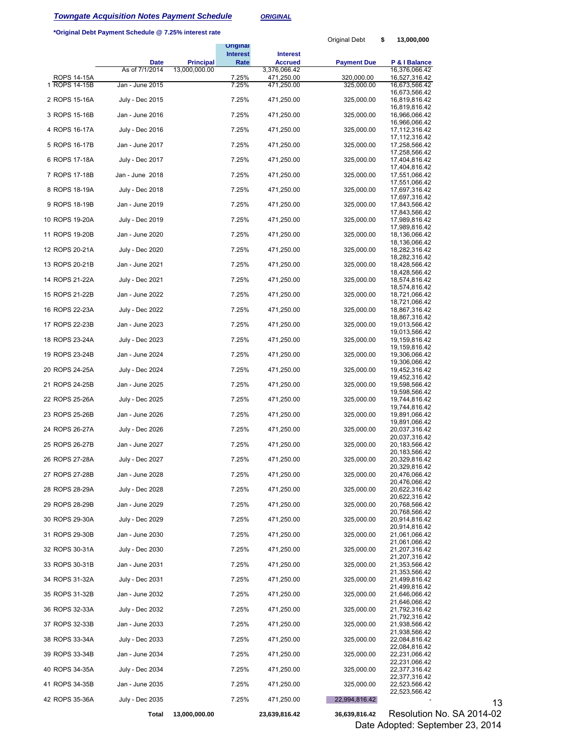## ***Towngate Acquisition Notes Payment Schedule*** ***ORIGINAL***

**\*Original Debt Payment Schedule @ 7.25% interest rate**

Original Debt **$ 13,000,000**

| | | Date | Principal | Original Interest Rate | Interest Accrued | Payment Due | P & I Balance |
|---|---|---|---|---|---|---|---|
| | | As of 7/1/2014 | 13,000,000.00 | | 3,376,066.42 | | 16,376,066.42 |
| | ROPS 14-15A | | | 7.25% | 471,250.00 | 320,000.00 | 16,527,316.42 |
| 1 | ROPS 14-15B | Jan - June 2015 | | 7.25% | 471,250.00 | 325,000.00 | 16,673,566.42 |
| | | | | | | | 16,673,566.42 |
| 2 | ROPS 15-16A | July - Dec 2015 | | 7.25% | 471,250.00 | 325,000.00 | 16,819,816.42 |
| | | | | | | | 16,819,816.42 |
| 3 | ROPS 15-16B | Jan - June 2016 | | 7.25% | 471,250.00 | 325,000.00 | 16,966,066.42 |
| | | | | | | | 16,966,066.42 |
| 4 | ROPS 16-17A | July - Dec 2016 | | 7.25% | 471,250.00 | 325,000.00 | 17,112,316.42 |
| | | | | | | | 17,112,316.42 |
| 5 | ROPS 16-17B | Jan - June 2017 | | 7.25% | 471,250.00 | 325,000.00 | 17,258,566.42 |
| | | | | | | | 17,258,566.42 |
| 6 | ROPS 17-18A | July - Dec 2017 | | 7.25% | 471,250.00 | 325,000.00 | 17,404,816.42 |
| | | | | | | | 17,404,816.42 |
| 7 | ROPS 17-18B | Jan - June 2018 | | 7.25% | 471,250.00 | 325,000.00 | 17,551,066.42 |
| | | | | | | | 17,551,066.42 |
| 8 | ROPS 18-19A | July - Dec 2018 | | 7.25% | 471,250.00 | 325,000.00 | 17,697,316.42 |
| | | | | | | | 17,697,316.42 |
| 9 | ROPS 18-19B | Jan - June 2019 | | 7.25% | 471,250.00 | 325,000.00 | 17,843,566.42 |
| | | | | | | | 17,843,566.42 |
| 10 | ROPS 19-20A | July - Dec 2019 | | 7.25% | 471,250.00 | 325,000.00 | 17,989,816.42 |
| | | | | | | | 17,989,816.42 |
| 11 | ROPS 19-20B | Jan - June 2020 | | 7.25% | 471,250.00 | 325,000.00 | 18,136,066.42 |
| | | | | | | | 18,136,066.42 |
| 12 | ROPS 20-21A | July - Dec 2020 | | 7.25% | 471,250.00 | 325,000.00 | 18,282,316.42 |
| | | | | | | | 18,282,316.42 |
| 13 | ROPS 20-21B | Jan - June 2021 | | 7.25% | 471,250.00 | 325,000.00 | 18,428,566.42 |
| | | | | | | | 18,428,566.42 |
| 14 | ROPS 21-22A | July - Dec 2021 | | 7.25% | 471,250.00 | 325,000.00 | 18,574,816.42 |
| | | | | | | | 18,574,816.42 |
| 15 | ROPS 21-22B | Jan - June 2022 | | 7.25% | 471,250.00 | 325,000.00 | 18,721,066.42 |
| | | | | | | | 18,721,066.42 |
| 16 | ROPS 22-23A | July - Dec 2022 | | 7.25% | 471,250.00 | 325,000.00 | 18,867,316.42 |
| | | | | | | | 18,867,316.42 |
| 17 | ROPS 22-23B | Jan - June 2023 | | 7.25% | 471,250.00 | 325,000.00 | 19,013,566.42 |
| | | | | | | | 19,013,566.42 |
| 18 | ROPS 23-24A | July - Dec 2023 | | 7.25% | 471,250.00 | 325,000.00 | 19,159,816.42 |
| | | | | | | | 19,159,816.42 |
| 19 | ROPS 23-24B | Jan - June 2024 | | 7.25% | 471,250.00 | 325,000.00 | 19,306,066.42 |
| | | | | | | | 19,306,066.42 |
| 20 | ROPS 24-25A | July - Dec 2024 | | 7.25% | 471,250.00 | 325,000.00 | 19,452,316.42 |
| | | | | | | | 19,452,316.42 |
| 21 | ROPS 24-25B | Jan - June 2025 | | 7.25% | 471,250.00 | 325,000.00 | 19,598,566.42 |
| | | | | | | | 19,598,566.42 |
| 22 | ROPS 25-26A | July - Dec 2025 | | 7.25% | 471,250.00 | 325,000.00 | 19,744,816.42 |
| | | | | | | | 19,744,816.42 |
| 23 | ROPS 25-26B | Jan - June 2026 | | 7.25% | 471,250.00 | 325,000.00 | 19,891,066.42 |
| | | | | | | | 19,891,066.42 |
| 24 | ROPS 26-27A | July - Dec 2026 | | 7.25% | 471,250.00 | 325,000.00 | 20,037,316.42 |
| | | | | | | | 20,037,316.42 |
| 25 | ROPS 26-27B | Jan - June 2027 | | 7.25% | 471,250.00 | 325,000.00 | 20,183,566.42 |
| | | | | | | | 20,183,566.42 |
| 26 | ROPS 27-28A | July - Dec 2027 | | 7.25% | 471,250.00 | 325,000.00 | 20,329,816.42 |
| | | | | | | | 20,329,816.42 |
| 27 | ROPS 27-28B | Jan - June 2028 | | 7.25% | 471,250.00 | 325,000.00 | 20,476,066.42 |
| | | | | | | | 20,476,066.42 |
| 28 | ROPS 28-29A | July - Dec 2028 | | 7.25% | 471,250.00 | 325,000.00 | 20,622,316.42 |
| | | | | | | | 20,622,316.42 |
| 29 | ROPS 28-29B | Jan - June 2029 | | 7.25% | 471,250.00 | 325,000.00 | 20,768,566.42 |
| | | | | | | | 20,768,566.42 |
| 30 | ROPS 29-30A | July - Dec 2029 | | 7.25% | 471,250.00 | 325,000.00 | 20,914,816.42 |
| | | | | | | | 20,914,816.42 |
| 31 | ROPS 29-30B | Jan - June 2030 | | 7.25% | 471,250.00 | 325,000.00 | 21,061,066.42 |
| | | | | | | | 21,061,066.42 |
| 32 | ROPS 30-31A | July - Dec 2030 | | 7.25% | 471,250.00 | 325,000.00 | 21,207,316.42 |
| | | | | | | | 21,207,316.42 |
| 33 | ROPS 30-31B | Jan - June 2031 | | 7.25% | 471,250.00 | 325,000.00 | 21,353,566.42 |
| | | | | | | | 21,353,566.42 |
| 34 | ROPS 31-32A | July - Dec 2031 | | 7.25% | 471,250.00 | 325,000.00 | 21,499,816.42 |
| | | | | | | | 21,499,816.42 |
| 35 | ROPS 31-32B | Jan - June 2032 | | 7.25% | 471,250.00 | 325,000.00 | 21,646,066.42 |
| | | | | | | | 21,646,066.42 |
| 36 | ROPS 32-33A | July - Dec 2032 | | 7.25% | 471,250.00 | 325,000.00 | 21,792,316.42 |
| | | | | | | | 21,792,316.42 |
| 37 | ROPS 32-33B | Jan - June 2033 | | 7.25% | 471,250.00 | 325,000.00 | 21,938,566.42 |
| | | | | | | | 21,938,566.42 |
| 38 | ROPS 33-34A | July - Dec 2033 | | 7.25% | 471,250.00 | 325,000.00 | 22,084,816.42 |
| | | | | | | | 22,084,816.42 |
| 39 | ROPS 33-34B | Jan - June 2034 | | 7.25% | 471,250.00 | 325,000.00 | 22,231,066.42 |
| | | | | | | | 22,231,066.42 |
| 40 | ROPS 34-35A | July - Dec 2034 | | 7.25% | 471,250.00 | 325,000.00 | 22,377,316.42 |
| | | | | | | | 22,377,316.42 |
| 41 | ROPS 34-35B | Jan - June 2035 | | 7.25% | 471,250.00 | 325,000.00 | 22,523,566.42 |
| | | | | | | | 22,523,566.42 |
| 42 | ROPS 35-36A | July - Dec 2035 | | 7.25% | 471,250.00 | 22,994,816.42 | - |
| | | **Total** | **13,000,000.00** | | **23,639,816.42** | **36,639,816.42** | |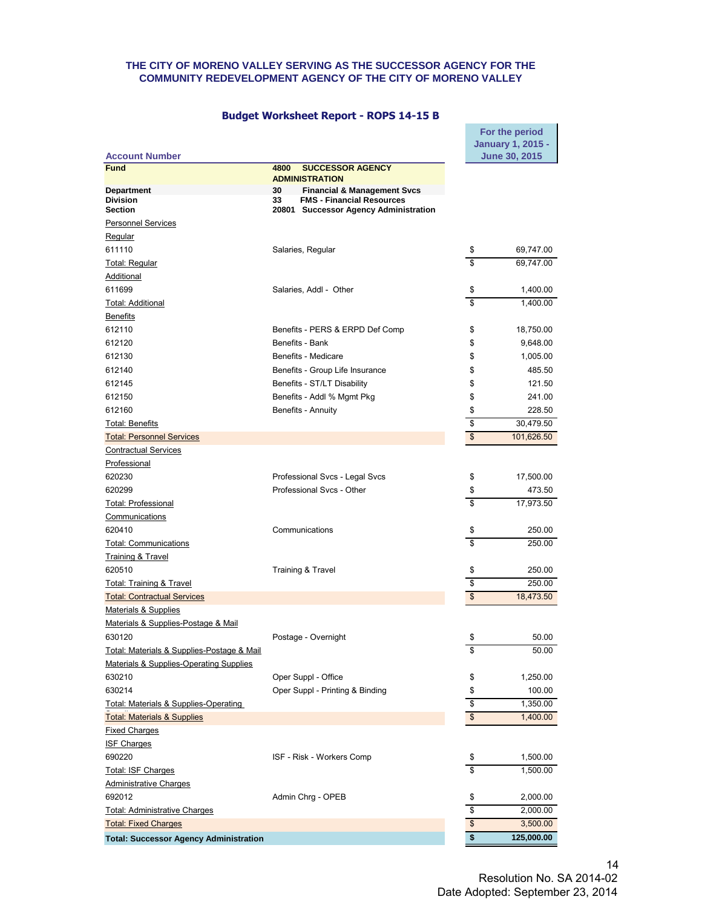**THE CITY OF MORENO VALLEY SERVING AS THE SUCCESSOR AGENCY FOR THE COMMUNITY REDEVELOPMENT AGENCY OF THE CITY OF MORENO VALLEY**

## Budget Worksheet Report - ROPS 14-15 B

| Account Number | | For the period January 1, 2015 - June 30, 2015 |
|---|---|---|
| **Fund** | **4800 SUCCESSOR AGENCY ADMINISTRATION** | |
| **Department** | **30 Financial & Management Svcs** | |
| **Division** | **33 FMS - Financial Resources** | |
| **Section** | **20801 Successor Agency Administration** | |
| Personnel Services | | |
| Regular | | |
| 611110 | Salaries, Regular | $ 69,747.00 |
| Total: Regular | | $ 69,747.00 |
| Additional | | |
| 611699 | Salaries, Addl - Other | $ 1,400.00 |
| Total: Additional | | $ 1,400.00 |
| Benefits | | |
| 612110 | Benefits - PERS & ERPD Def Comp | $ 18,750.00 |
| 612120 | Benefits - Bank | $ 9,648.00 |
| 612130 | Benefits - Medicare | $ 1,005.00 |
| 612140 | Benefits - Group Life Insurance | $ 485.50 |
| 612145 | Benefits - ST/LT Disability | $ 121.50 |
| 612150 | Benefits - Addl % Mgmt Pkg | $ 241.00 |
| 612160 | Benefits - Annuity | $ 228.50 |
| Total: Benefits | | $ 30,479.50 |
| Total: Personnel Services | | $ 101,626.50 |
| Contractual Services | | |
| Professional | | |
| 620230 | Professional Svcs - Legal Svcs | $ 17,500.00 |
| 620299 | Professional Svcs - Other | $ 473.50 |
| Total: Professional | | $ 17,973.50 |
| Communications | | |
| 620410 | Communications | $ 250.00 |
| Total: Communications | | $ 250.00 |
| Training & Travel | | |
| 620510 | Training & Travel | $ 250.00 |
| Total: Training & Travel | | $ 250.00 |
| Total: Contractual Services | | $ 18,473.50 |
| Materials & Supplies | | |
| Materials & Supplies-Postage & Mail | | |
| 630120 | Postage - Overnight | $ 50.00 |
| Total: Materials & Supplies-Postage & Mail | | $ 50.00 |
| Materials & Supplies-Operating Supplies | | |
| 630210 | Oper Suppl - Office | $ 1,250.00 |
| 630214 | Oper Suppl - Printing & Binding | $ 100.00 |
| Total: Materials & Supplies-Operating | | $ 1,350.00 |
| Total: Materials & Supplies | | $ 1,400.00 |
| Fixed Charges | | |
| ISF Charges | | |
| 690220 | ISF - Risk - Workers Comp | $ 1,500.00 |
| Total: ISF Charges | | $ 1,500.00 |
| Administrative Charges | | |
| 692012 | Admin Chrg - OPEB | $ 2,000.00 |
| Total: Administrative Charges | | $ 2,000.00 |
| Total: Fixed Charges | | $ 3,500.00 |
| **Total: Successor Agency Administration** | | **$ 125,000.00** |

Resolution No. SA 2014-02
Date Adopted: September 23, 2014